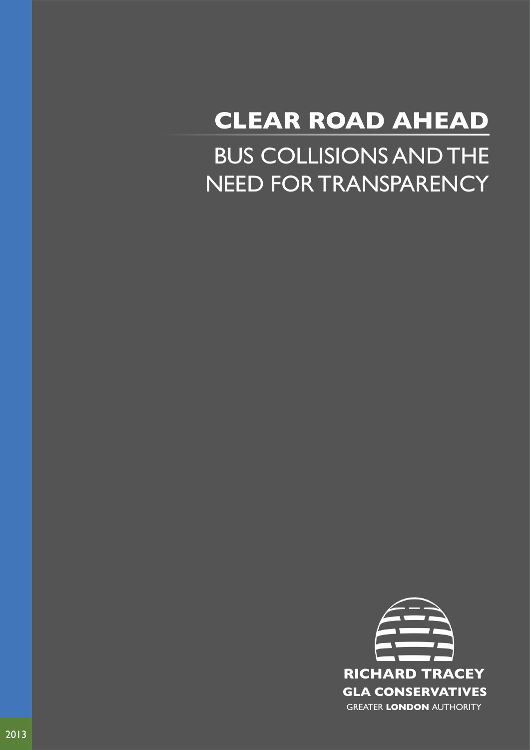# CLEAR ROAD AHEAD

## BUS COLLISIONS AND THE NEED FOR TRANSPARENCY

**RICHARD TRACEY**
**GLA CONSERVATIVES**
GREATER **LONDON** AUTHORITY

2013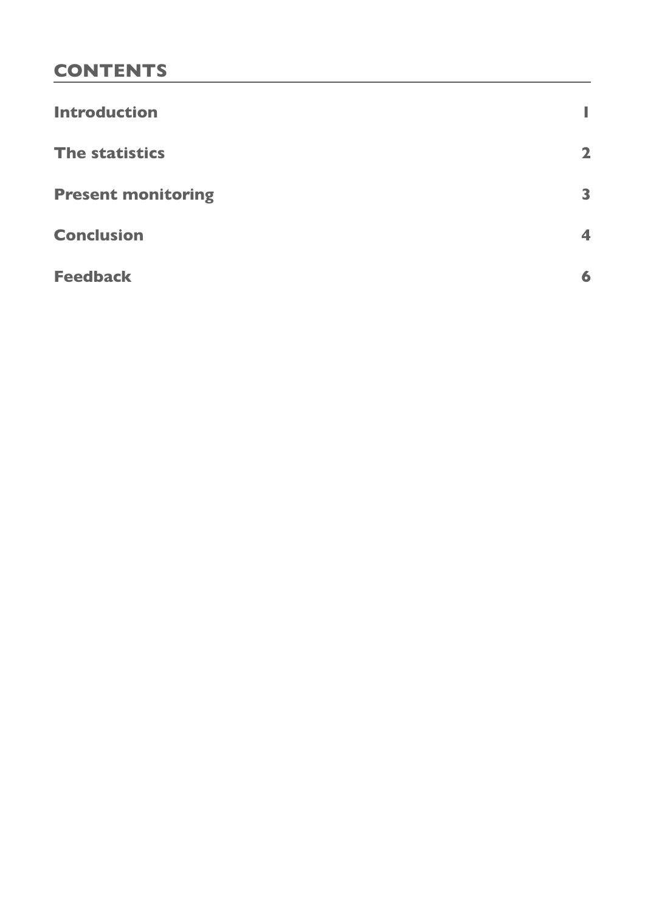## CONTENTS

| | |
|---|---|
| **Introduction** | **1** |
| **The statistics** | **2** |
| **Present monitoring** | **3** |
| **Conclusion** | **4** |
| **Feedback** | **6** |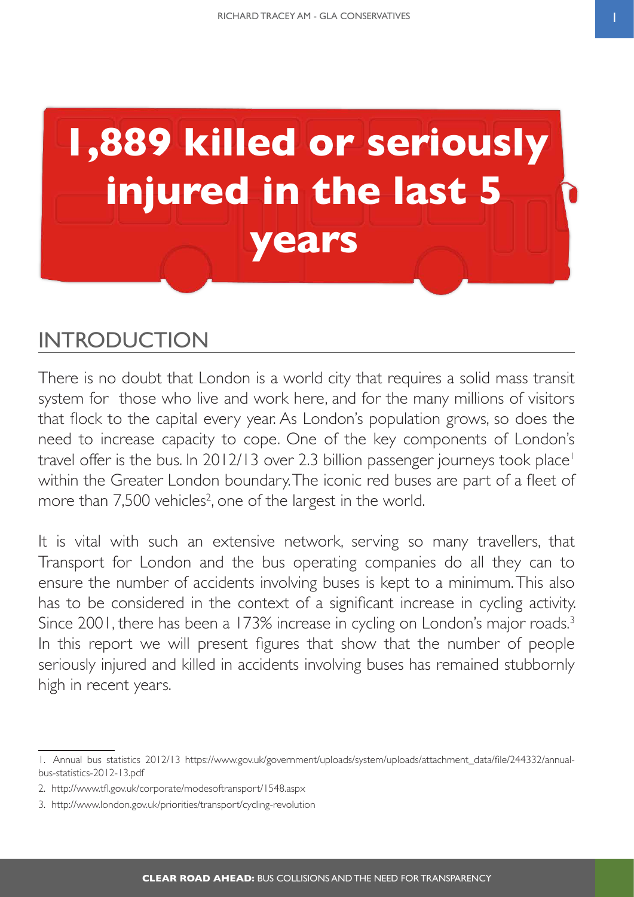# 1,889 killed or seriously injured in the last 5 years

## INTRODUCTION

There is no doubt that London is a world city that requires a solid mass transit system for those who live and work here, and for the many millions of visitors that flock to the capital every year. As London's population grows, so does the need to increase capacity to cope. One of the key components of London's travel offer is the bus. In 2012/13 over 2.3 billion passenger journeys took place[1] within the Greater London boundary. The iconic red buses are part of a fleet of more than 7,500 vehicles[2], one of the largest in the world.

It is vital with such an extensive network, serving so many travellers, that Transport for London and the bus operating companies do all they can to ensure the number of accidents involving buses is kept to a minimum. This also has to be considered in the context of a significant increase in cycling activity. Since 2001, there has been a 173% increase in cycling on London's major roads.[3] In this report we will present figures that show that the number of people seriously injured and killed in accidents involving buses has remained stubbornly high in recent years.

1. Annual bus statistics 2012/13 https://www.gov.uk/government/uploads/system/uploads/attachment_data/file/244332/annual-bus-statistics-2012-13.pdf

2. http://www.tfl.gov.uk/corporate/modesoftransport/1548.aspx

3. http://www.london.gov.uk/priorities/transport/cycling-revolution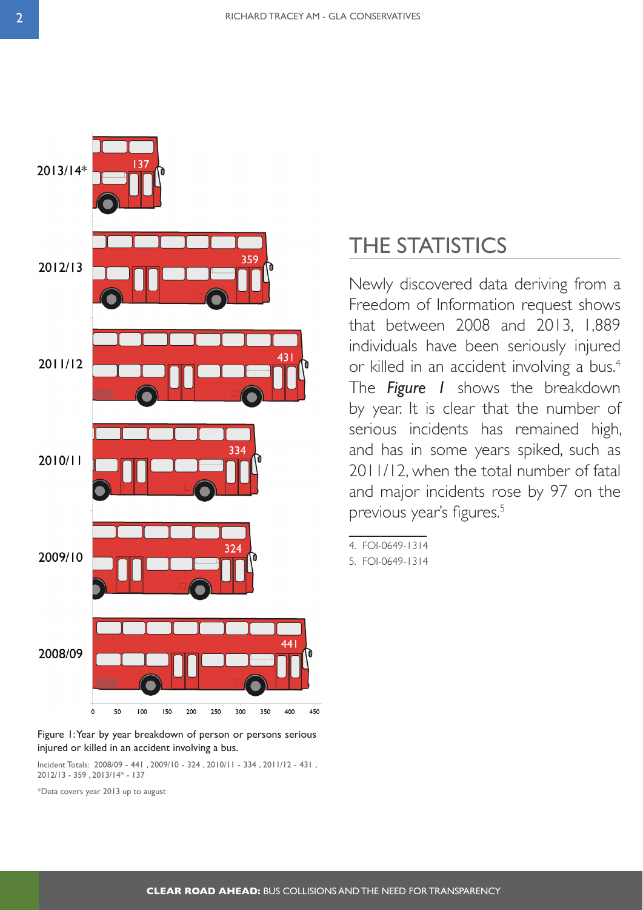| Year | Incidents |
| --- | --- |
| 2013/14* | 137 |
| 2012/13 | 359 |
| 2011/12 | 431 |
| 2010/11 | 334 |
| 2009/10 | 324 |
| 2008/09 | 441 |

Figure 1: Year by year breakdown of person or persons serious injured or killed in an accident involving a bus.

Incident Totals: 2008/09 - 441 , 2009/10 - 324 , 2010/11 - 334 , 2011/12 - 431 , 2012/13 - 359 , 2013/14* - 137

*Data covers year 2013 up to august

## THE STATISTICS

Newly discovered data deriving from a Freedom of Information request shows that between 2008 and 2013, 1,889 individuals have been seriously injured or killed in an accident involving a bus.[4] The ***Figure 1*** shows the breakdown by year. It is clear that the number of serious incidents has remained high, and has in some years spiked, such as 2011/12, when the total number of fatal and major incidents rose by 97 on the previous year's figures.[5]

4. FOI-0649-1314
5. FOI-0649-1314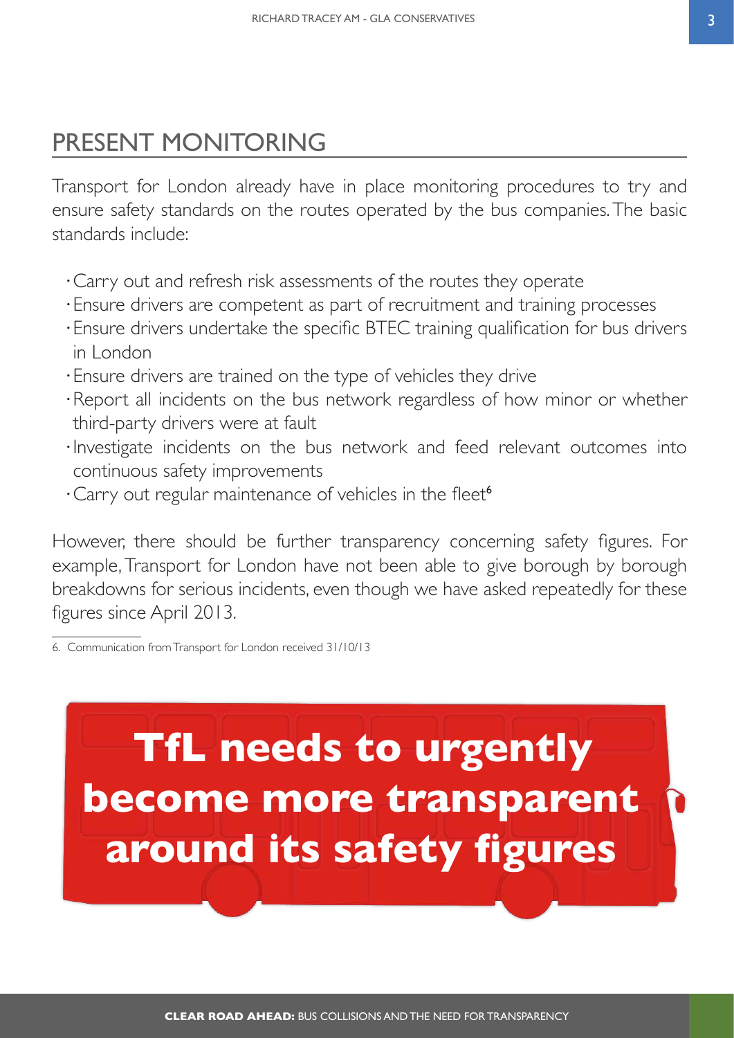## PRESENT MONITORING

Transport for London already have in place monitoring procedures to try and ensure safety standards on the routes operated by the bus companies. The basic standards include:

- Carry out and refresh risk assessments of the routes they operate
- Ensure drivers are competent as part of recruitment and training processes
- Ensure drivers undertake the specific BTEC training qualification for bus drivers in London
- Ensure drivers are trained on the type of vehicles they drive
- Report all incidents on the bus network regardless of how minor or whether third-party drivers were at fault
- Investigate incidents on the bus network and feed relevant outcomes into continuous safety improvements
- Carry out regular maintenance of vehicles in the fleet[6]

However, there should be further transparency concerning safety figures. For example, Transport for London have not been able to give borough by borough breakdowns for serious incidents, even though we have asked repeatedly for these figures since April 2013.

6. Communication from Transport for London received 31/10/13

**TfL needs to urgently become more transparent around its safety figures**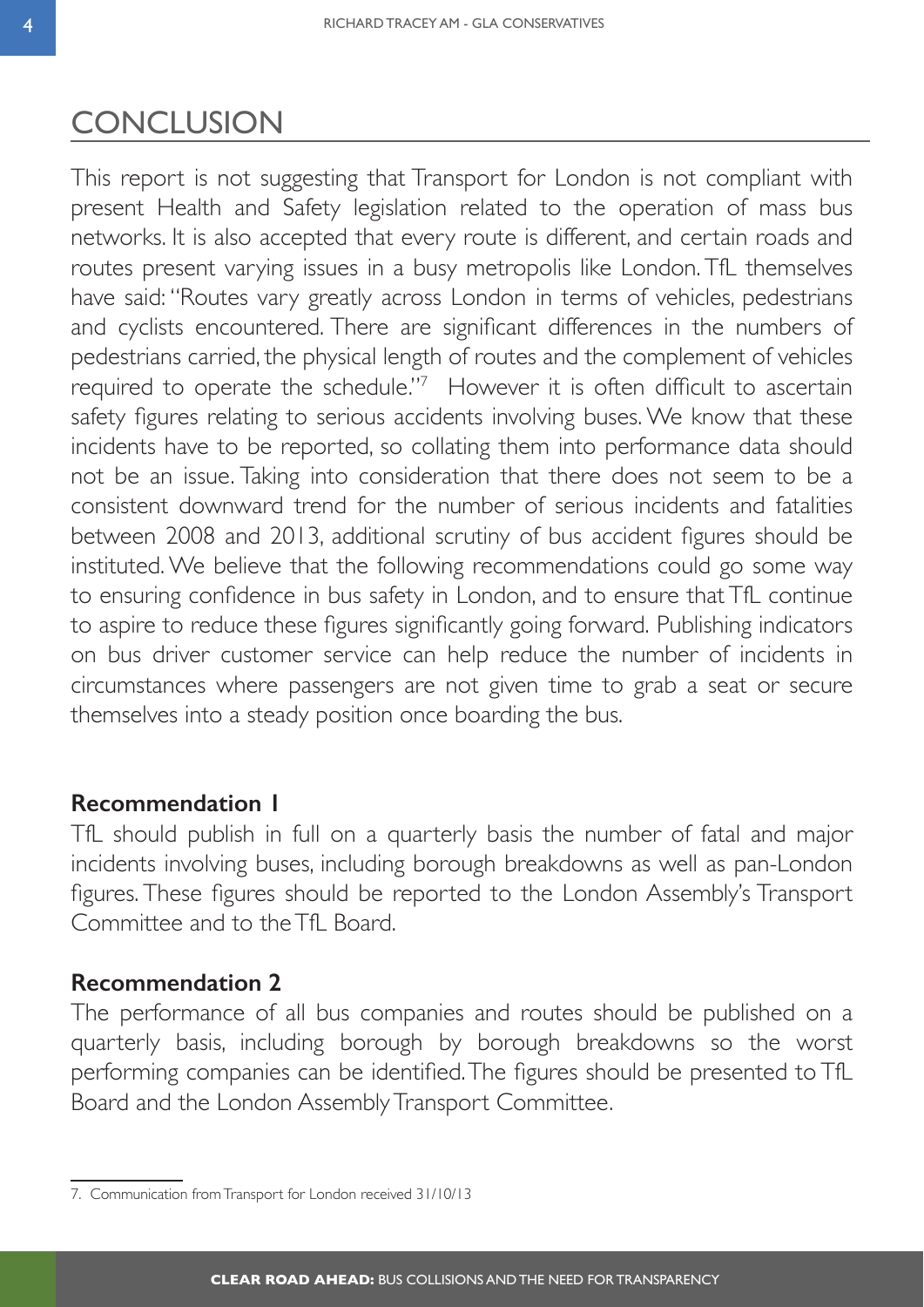# CONCLUSION

This report is not suggesting that Transport for London is not compliant with present Health and Safety legislation related to the operation of mass bus networks. It is also accepted that every route is different, and certain roads and routes present varying issues in a busy metropolis like London. TfL themselves have said: "Routes vary greatly across London in terms of vehicles, pedestrians and cyclists encountered. There are significant differences in the numbers of pedestrians carried, the physical length of routes and the complement of vehicles required to operate the schedule."[7] However it is often difficult to ascertain safety figures relating to serious accidents involving buses. We know that these incidents have to be reported, so collating them into performance data should not be an issue. Taking into consideration that there does not seem to be a consistent downward trend for the number of serious incidents and fatalities between 2008 and 2013, additional scrutiny of bus accident figures should be instituted. We believe that the following recommendations could go some way to ensuring confidence in bus safety in London, and to ensure that TfL continue to aspire to reduce these figures significantly going forward. Publishing indicators on bus driver customer service can help reduce the number of incidents in circumstances where passengers are not given time to grab a seat or secure themselves into a steady position once boarding the bus.

**Recommendation 1**

TfL should publish in full on a quarterly basis the number of fatal and major incidents involving buses, including borough breakdowns as well as pan-London figures. These figures should be reported to the London Assembly's Transport Committee and to the TfL Board.

**Recommendation 2**

The performance of all bus companies and routes should be published on a quarterly basis, including borough by borough breakdowns so the worst performing companies can be identified. The figures should be presented to TfL Board and the London Assembly Transport Committee.

---

7. Communication from Transport for London received 31/10/13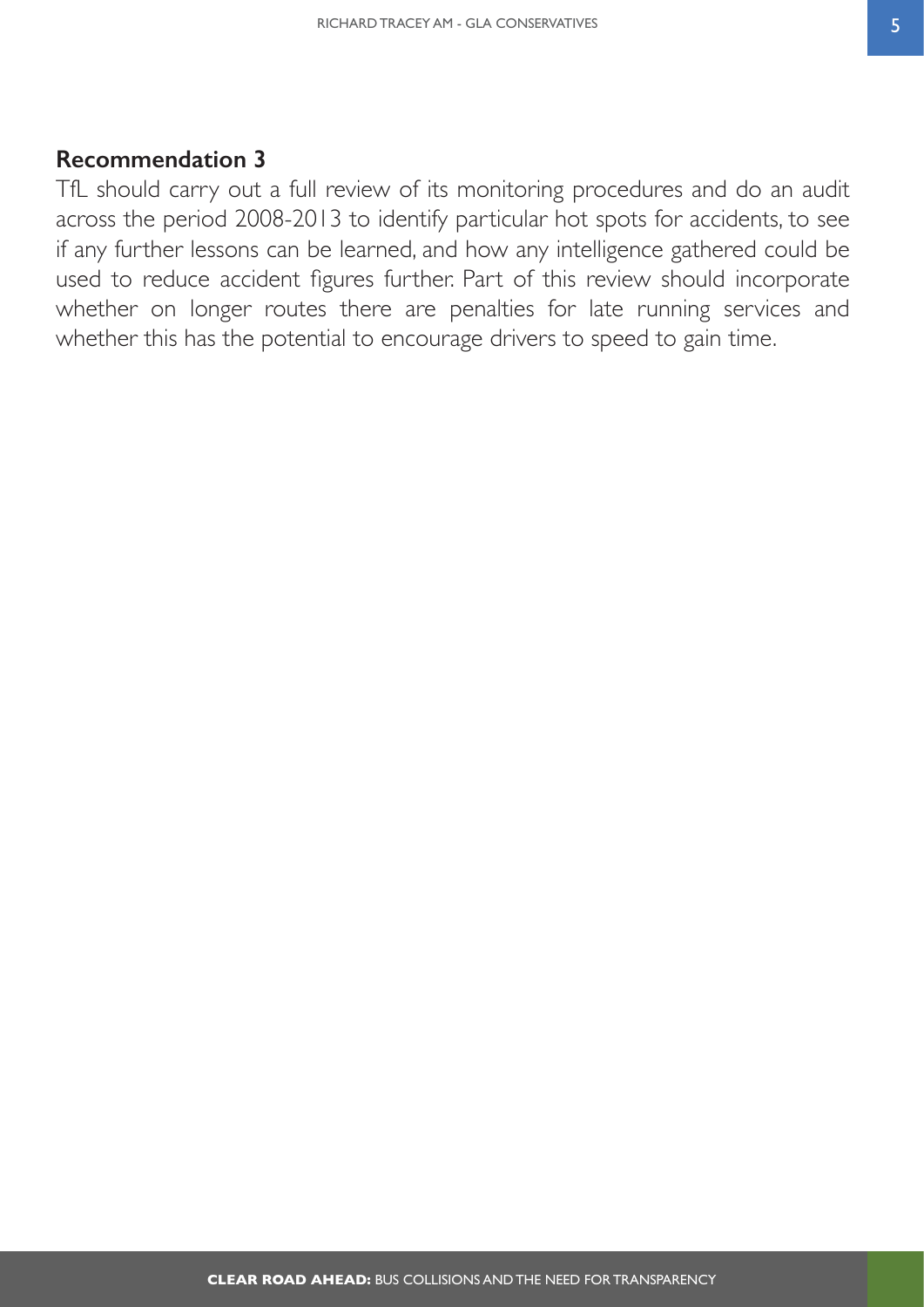## Recommendation 3

TfL should carry out a full review of its monitoring procedures and do an audit across the period 2008-2013 to identify particular hot spots for accidents, to see if any further lessons can be learned, and how any intelligence gathered could be used to reduce accident figures further. Part of this review should incorporate whether on longer routes there are penalties for late running services and whether this has the potential to encourage drivers to speed to gain time.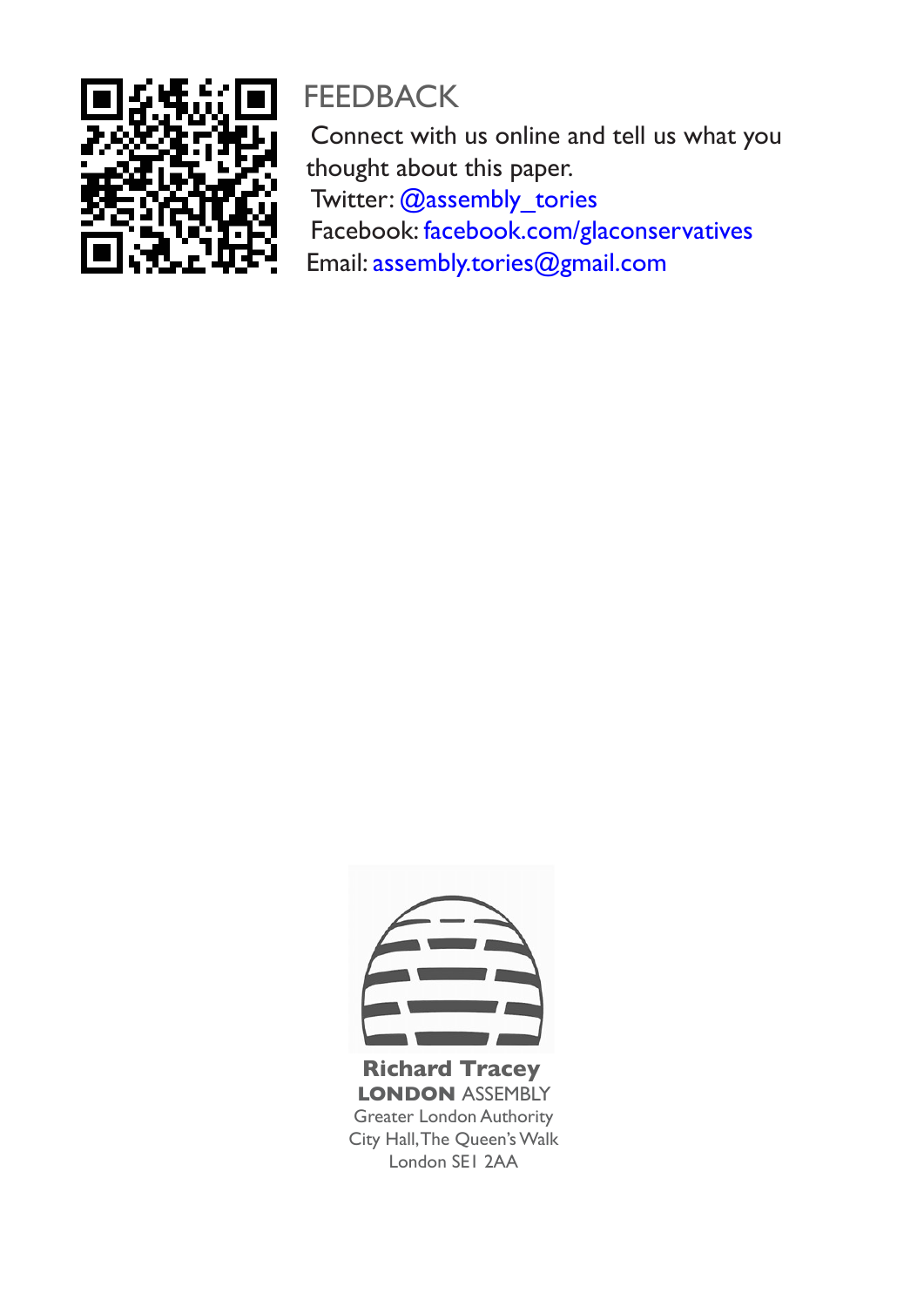## FEEDBACK

Connect with us online and tell us what you thought about this paper.

Twitter: @assembly_tories
Facebook: facebook.com/glaconservatives
Email: assembly.tories@gmail.com

**Richard Tracey**
**LONDON** ASSEMBLY
Greater London Authority
City Hall, The Queen's Walk
London SE1 2AA